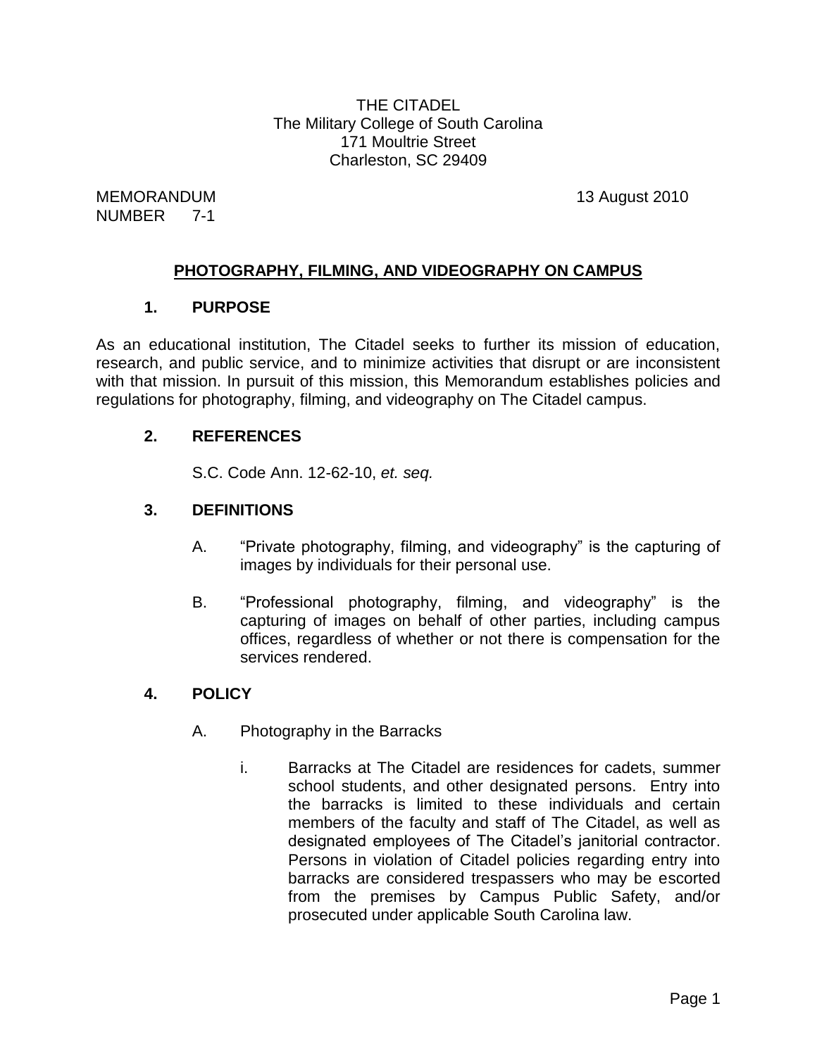THE CITADEL
The Military College of South Carolina
171 Moultrie Street
Charleston, SC 29409

MEMORANDUM NUMBER 7-1

13 August 2010

## PHOTOGRAPHY, FILMING, AND VIDEOGRAPHY ON CAMPUS

### 1. PURPOSE

As an educational institution, The Citadel seeks to further its mission of education, research, and public service, and to minimize activities that disrupt or are inconsistent with that mission. In pursuit of this mission, this Memorandum establishes policies and regulations for photography, filming, and videography on The Citadel campus.

### 2. REFERENCES

S.C. Code Ann. 12-62-10, *et. seq.*

### 3. DEFINITIONS

A. "Private photography, filming, and videography" is the capturing of images by individuals for their personal use.

B. "Professional photography, filming, and videography" is the capturing of images on behalf of other parties, including campus offices, regardless of whether or not there is compensation for the services rendered.

### 4. POLICY

A. Photography in the Barracks

i. Barracks at The Citadel are residences for cadets, summer school students, and other designated persons. Entry into the barracks is limited to these individuals and certain members of the faculty and staff of The Citadel, as well as designated employees of The Citadel's janitorial contractor. Persons in violation of Citadel policies regarding entry into barracks are considered trespassers who may be escorted from the premises by Campus Public Safety, and/or prosecuted under applicable South Carolina law.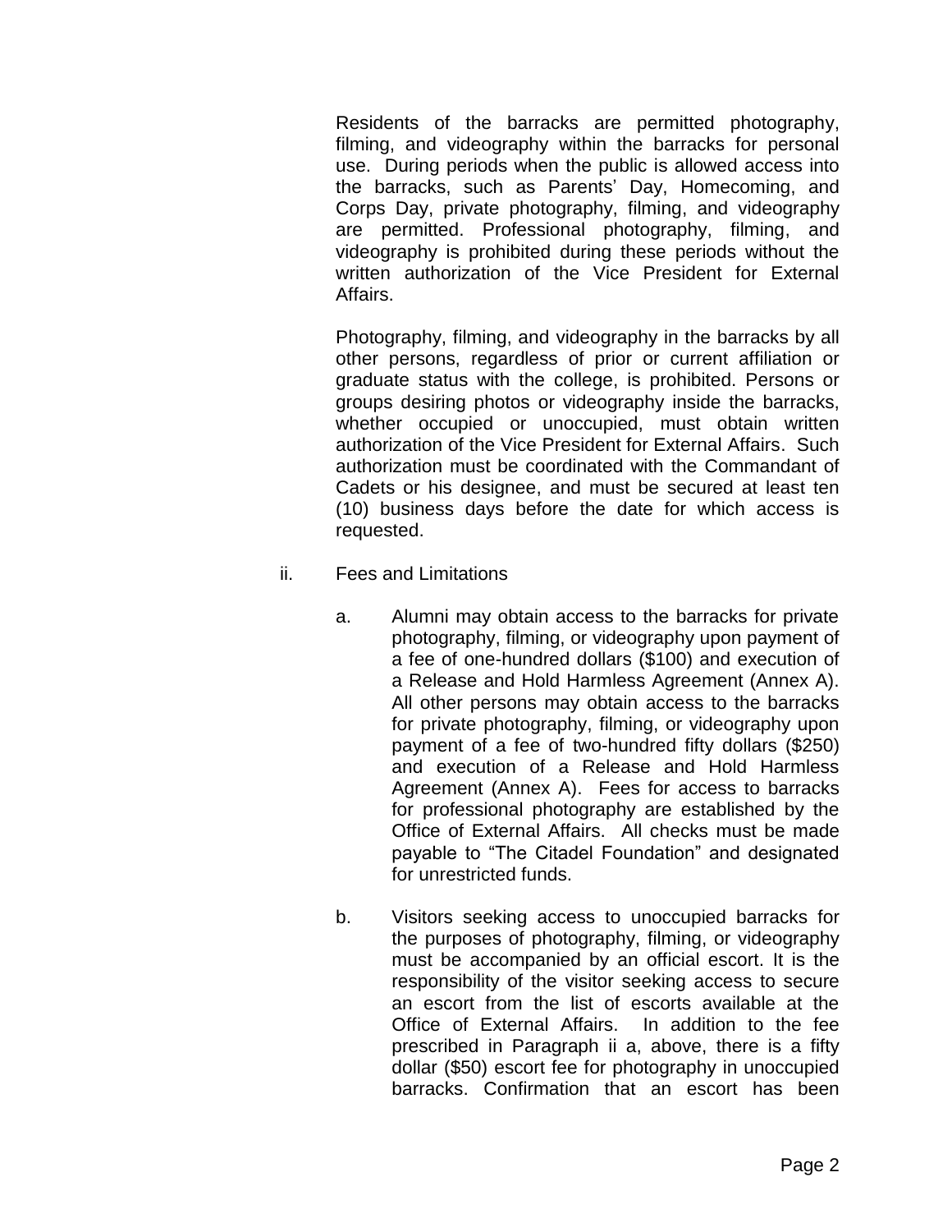Residents of the barracks are permitted photography, filming, and videography within the barracks for personal use. During periods when the public is allowed access into the barracks, such as Parents' Day, Homecoming, and Corps Day, private photography, filming, and videography are permitted. Professional photography, filming, and videography is prohibited during these periods without the written authorization of the Vice President for External Affairs.

Photography, filming, and videography in the barracks by all other persons, regardless of prior or current affiliation or graduate status with the college, is prohibited. Persons or groups desiring photos or videography inside the barracks, whether occupied or unoccupied, must obtain written authorization of the Vice President for External Affairs. Such authorization must be coordinated with the Commandant of Cadets or his designee, and must be secured at least ten (10) business days before the date for which access is requested.

ii. Fees and Limitations

a. Alumni may obtain access to the barracks for private photography, filming, or videography upon payment of a fee of one-hundred dollars ($100) and execution of a Release and Hold Harmless Agreement (Annex A). All other persons may obtain access to the barracks for private photography, filming, or videography upon payment of a fee of two-hundred fifty dollars ($250) and execution of a Release and Hold Harmless Agreement (Annex A). Fees for access to barracks for professional photography are established by the Office of External Affairs. All checks must be made payable to "The Citadel Foundation" and designated for unrestricted funds.

b. Visitors seeking access to unoccupied barracks for the purposes of photography, filming, or videography must be accompanied by an official escort. It is the responsibility of the visitor seeking access to secure an escort from the list of escorts available at the Office of External Affairs. In addition to the fee prescribed in Paragraph ii a, above, there is a fifty dollar ($50) escort fee for photography in unoccupied barracks. Confirmation that an escort has been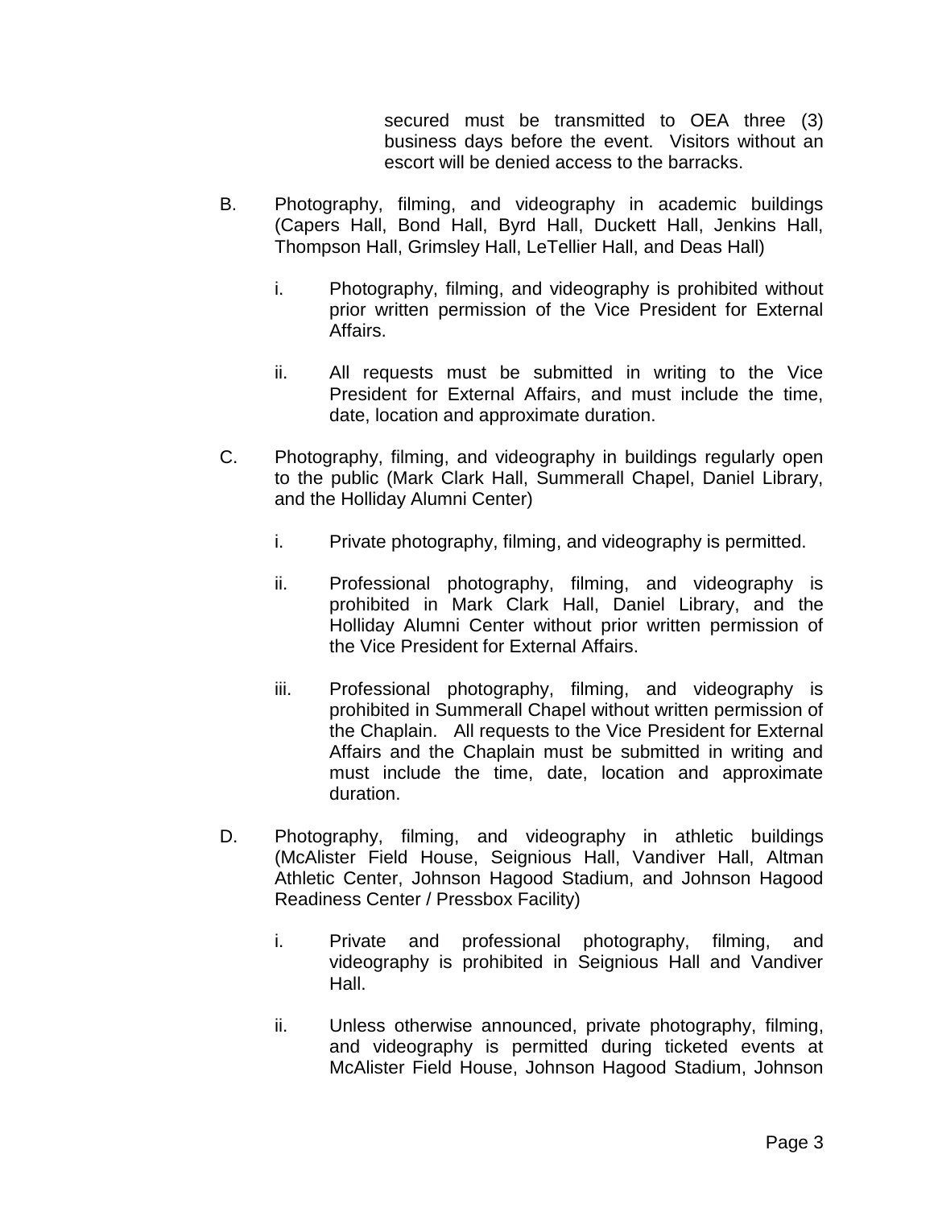secured must be transmitted to OEA three (3) business days before the event. Visitors without an escort will be denied access to the barracks.

B. Photography, filming, and videography in academic buildings (Capers Hall, Bond Hall, Byrd Hall, Duckett Hall, Jenkins Hall, Thompson Hall, Grimsley Hall, LeTellier Hall, and Deas Hall)

   i. Photography, filming, and videography is prohibited without prior written permission of the Vice President for External Affairs.

   ii. All requests must be submitted in writing to the Vice President for External Affairs, and must include the time, date, location and approximate duration.

C. Photography, filming, and videography in buildings regularly open to the public (Mark Clark Hall, Summerall Chapel, Daniel Library, and the Holliday Alumni Center)

   i. Private photography, filming, and videography is permitted.

   ii. Professional photography, filming, and videography is prohibited in Mark Clark Hall, Daniel Library, and the Holliday Alumni Center without prior written permission of the Vice President for External Affairs.

   iii. Professional photography, filming, and videography is prohibited in Summerall Chapel without written permission of the Chaplain. All requests to the Vice President for External Affairs and the Chaplain must be submitted in writing and must include the time, date, location and approximate duration.

D. Photography, filming, and videography in athletic buildings (McAlister Field House, Seignious Hall, Vandiver Hall, Altman Athletic Center, Johnson Hagood Stadium, and Johnson Hagood Readiness Center / Pressbox Facility)

   i. Private and professional photography, filming, and videography is prohibited in Seignious Hall and Vandiver Hall.

   ii. Unless otherwise announced, private photography, filming, and videography is permitted during ticketed events at McAlister Field House, Johnson Hagood Stadium, Johnson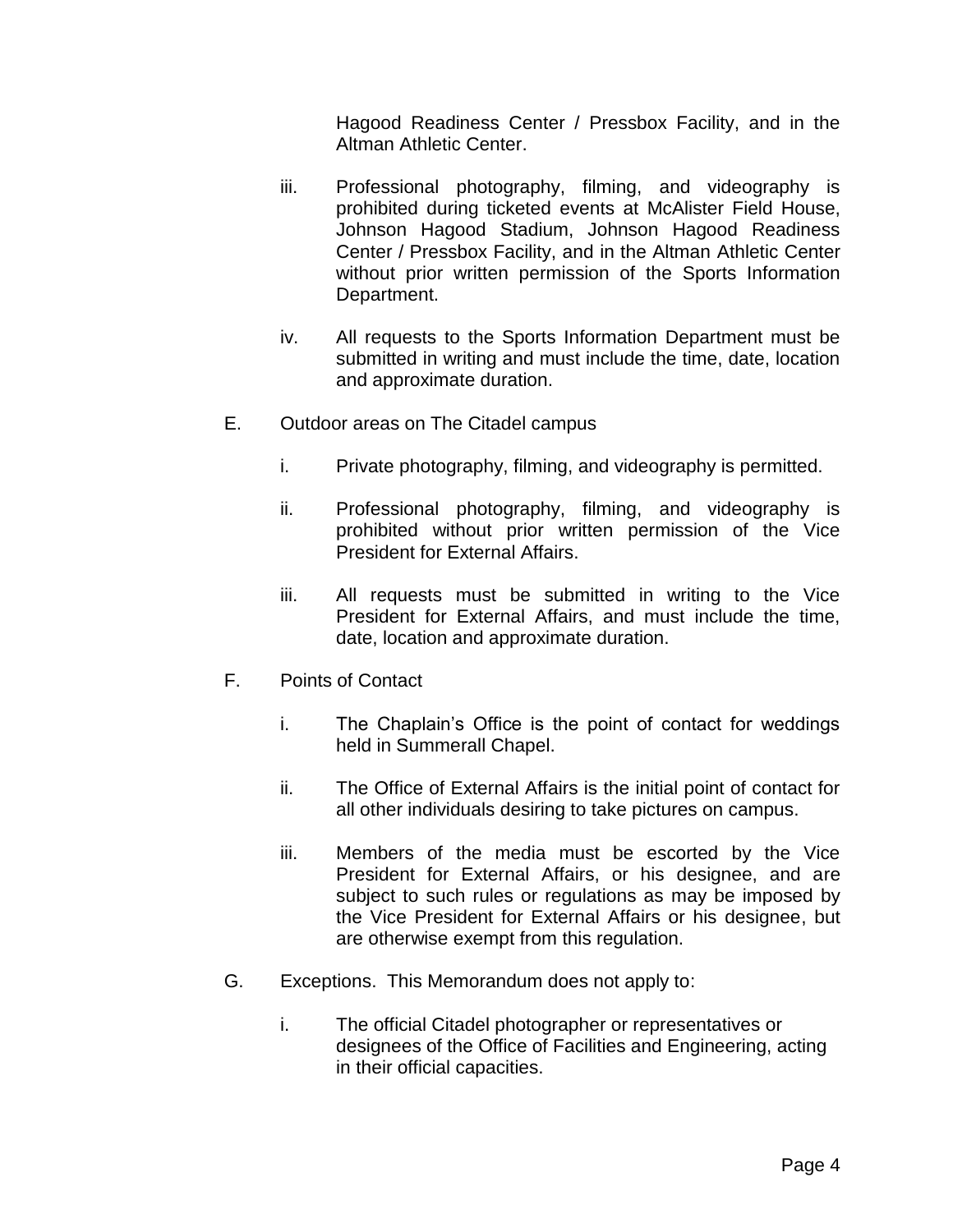Hagood Readiness Center / Pressbox Facility, and in the Altman Athletic Center.

iii. Professional photography, filming, and videography is prohibited during ticketed events at McAlister Field House, Johnson Hagood Stadium, Johnson Hagood Readiness Center / Pressbox Facility, and in the Altman Athletic Center without prior written permission of the Sports Information Department.

iv. All requests to the Sports Information Department must be submitted in writing and must include the time, date, location and approximate duration.

E. Outdoor areas on The Citadel campus

i. Private photography, filming, and videography is permitted.

ii. Professional photography, filming, and videography is prohibited without prior written permission of the Vice President for External Affairs.

iii. All requests must be submitted in writing to the Vice President for External Affairs, and must include the time, date, location and approximate duration.

F. Points of Contact

i. The Chaplain's Office is the point of contact for weddings held in Summerall Chapel.

ii. The Office of External Affairs is the initial point of contact for all other individuals desiring to take pictures on campus.

iii. Members of the media must be escorted by the Vice President for External Affairs, or his designee, and are subject to such rules or regulations as may be imposed by the Vice President for External Affairs or his designee, but are otherwise exempt from this regulation.

G. Exceptions. This Memorandum does not apply to:

i. The official Citadel photographer or representatives or designees of the Office of Facilities and Engineering, acting in their official capacities.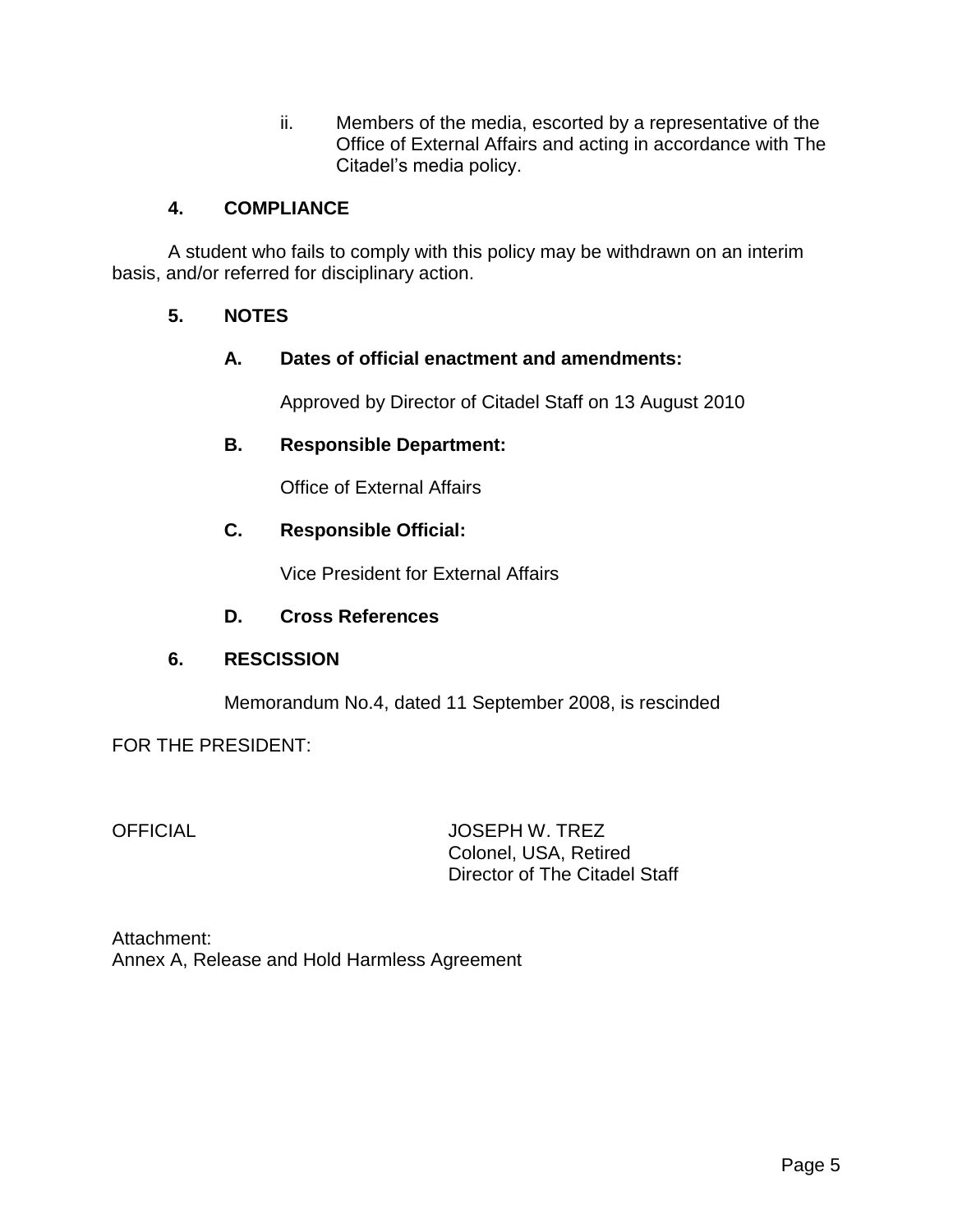ii. Members of the media, escorted by a representative of the Office of External Affairs and acting in accordance with The Citadel's media policy.

**4. COMPLIANCE**

A student who fails to comply with this policy may be withdrawn on an interim basis, and/or referred for disciplinary action.

**5. NOTES**

**A. Dates of official enactment and amendments:**

Approved by Director of Citadel Staff on 13 August 2010

**B. Responsible Department:**

Office of External Affairs

**C. Responsible Official:**

Vice President for External Affairs

**D. Cross References**

**6. RESCISSION**

Memorandum No.4, dated 11 September 2008, is rescinded

FOR THE PRESIDENT:

OFFICIAL

JOSEPH W. TREZ
Colonel, USA, Retired
Director of The Citadel Staff

Attachment:
Annex A, Release and Hold Harmless Agreement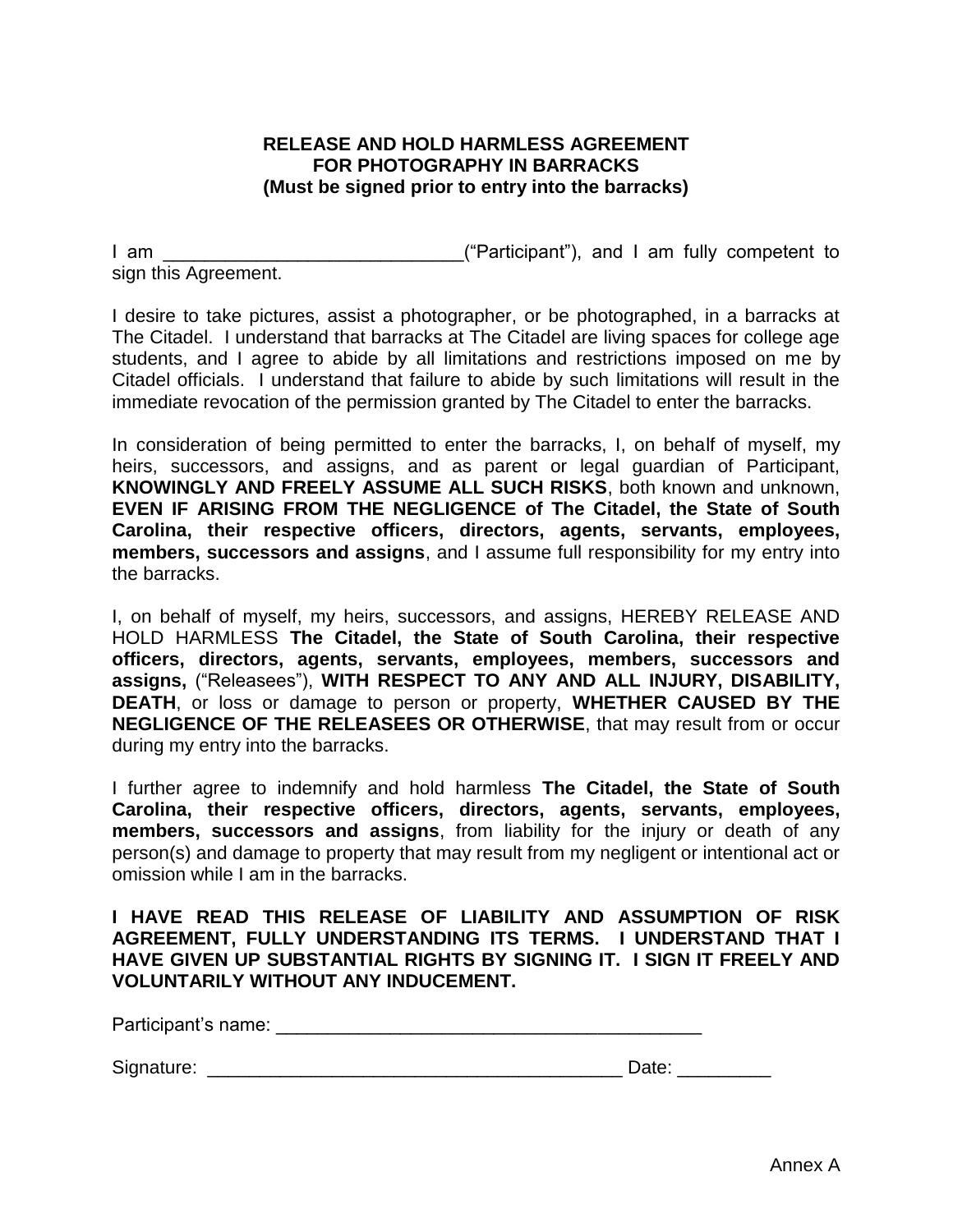**RELEASE AND HOLD HARMLESS AGREEMENT**
**FOR PHOTOGRAPHY IN BARRACKS**
**(Must be signed prior to entry into the barracks)**

I am \_\_\_\_\_\_\_\_\_\_\_\_\_\_\_\_\_\_\_\_\_\_\_\_\_\_\_\_\_\_(“Participant”), and I am fully competent to sign this Agreement.

I desire to take pictures, assist a photographer, or be photographed, in a barracks at The Citadel. I understand that barracks at The Citadel are living spaces for college age students, and I agree to abide by all limitations and restrictions imposed on me by Citadel officials. I understand that failure to abide by such limitations will result in the immediate revocation of the permission granted by The Citadel to enter the barracks.

In consideration of being permitted to enter the barracks, I, on behalf of myself, my heirs, successors, and assigns, and as parent or legal guardian of Participant, **KNOWINGLY AND FREELY ASSUME ALL SUCH RISKS**, both known and unknown, **EVEN IF ARISING FROM THE NEGLIGENCE of The Citadel, the State of South Carolina, their respective officers, directors, agents, servants, employees, members, successors and assigns**, and I assume full responsibility for my entry into the barracks.

I, on behalf of myself, my heirs, successors, and assigns, HEREBY RELEASE AND HOLD HARMLESS **The Citadel, the State of South Carolina, their respective officers, directors, agents, servants, employees, members, successors and assigns,** (“Releasees”), **WITH RESPECT TO ANY AND ALL INJURY, DISABILITY, DEATH**, or loss or damage to person or property, **WHETHER CAUSED BY THE NEGLIGENCE OF THE RELEASEES OR OTHERWISE**, that may result from or occur during my entry into the barracks.

I further agree to indemnify and hold harmless **The Citadel, the State of South Carolina, their respective officers, directors, agents, servants, employees, members, successors and assigns**, from liability for the injury or death of any person(s) and damage to property that may result from my negligent or intentional act or omission while I am in the barracks.

**I HAVE READ THIS RELEASE OF LIABILITY AND ASSUMPTION OF RISK AGREEMENT, FULLY UNDERSTANDING ITS TERMS. I UNDERSTAND THAT I HAVE GIVEN UP SUBSTANTIAL RIGHTS BY SIGNING IT. I SIGN IT FREELY AND VOLUNTARILY WITHOUT ANY INDUCEMENT.**

Participant’s name: \_\_\_\_\_\_\_\_\_\_\_\_\_\_\_\_\_\_\_\_\_\_\_\_\_\_\_\_\_\_\_\_\_\_\_\_\_\_\_\_\_\_

Signature: \_\_\_\_\_\_\_\_\_\_\_\_\_\_\_\_\_\_\_\_\_\_\_\_\_\_\_\_\_\_\_\_\_\_\_\_\_\_\_\_\_ Date: \_\_\_\_\_\_\_\_\_

Annex A